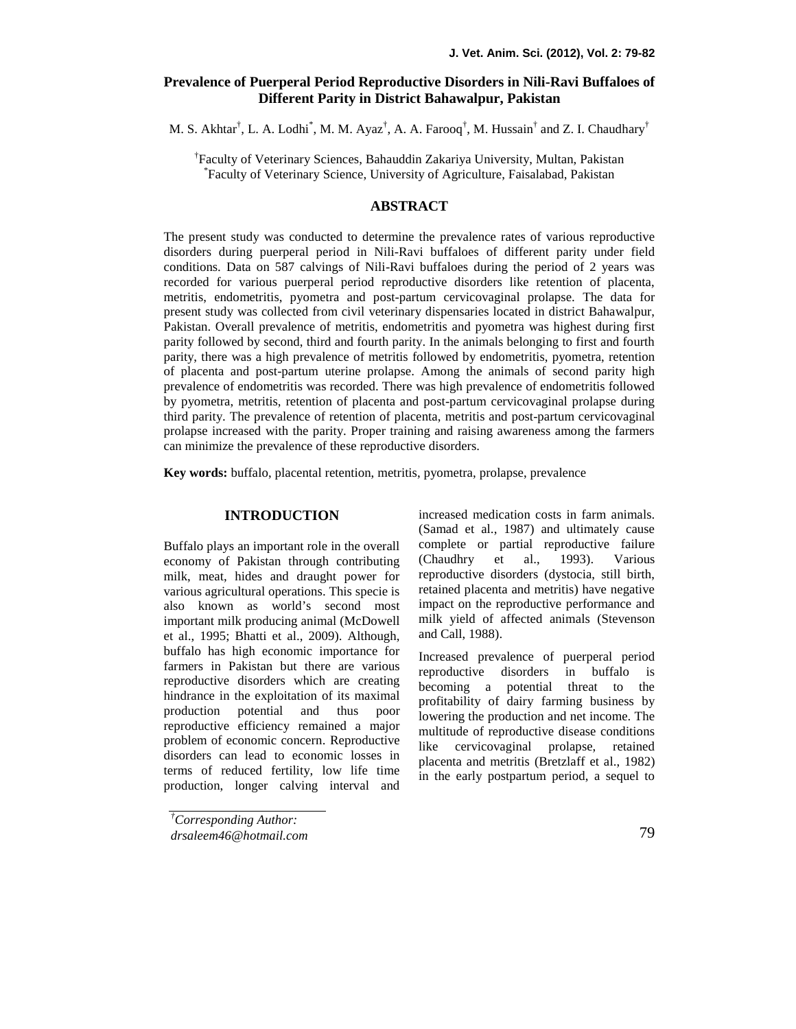# Prevalence of Puerperal Period Reproductive Disorders in Nili-Ravi Buffaloes of Different Parity in District Bahawalpur, Pakistan

M. S. Akhtar[†], L. A. Lodhi[*], M. M. Ayaz[†], A. A. Farooq[†], M. Hussain[†] and Z. I. Chaudhary[†]

[†]Faculty of Veterinary Sciences, Bahauddin Zakariya University, Multan, Pakistan
[*]Faculty of Veterinary Science, University of Agriculture, Faisalabad, Pakistan

## ABSTRACT

The present study was conducted to determine the prevalence rates of various reproductive disorders during puerperal period in Nili-Ravi buffaloes of different parity under field conditions. Data on 587 calvings of Nili-Ravi buffaloes during the period of 2 years was recorded for various puerperal period reproductive disorders like retention of placenta, metritis, endometritis, pyometra and post-partum cervicovaginal prolapse. The data for present study was collected from civil veterinary dispensaries located in district Bahawalpur, Pakistan. Overall prevalence of metritis, endometritis and pyometra was highest during first parity followed by second, third and fourth parity. In the animals belonging to first and fourth parity, there was a high prevalence of metritis followed by endometritis, pyometra, retention of placenta and post-partum uterine prolapse. Among the animals of second parity high prevalence of endometritis was recorded. There was high prevalence of endometritis followed by pyometra, metritis, retention of placenta and post-partum cervicovaginal prolapse during third parity. The prevalence of retention of placenta, metritis and post-partum cervicovaginal prolapse increased with the parity. Proper training and raising awareness among the farmers can minimize the prevalence of these reproductive disorders.

**Key words:** buffalo, placental retention, metritis, pyometra, prolapse, prevalence

## INTRODUCTION

Buffalo plays an important role in the overall economy of Pakistan through contributing milk, meat, hides and draught power for various agricultural operations. This specie is also known as world's second most important milk producing animal (McDowell et al., 1995; Bhatti et al., 2009). Although, buffalo has high economic importance for farmers in Pakistan but there are various reproductive disorders which are creating hindrance in the exploitation of its maximal production potential and thus poor reproductive efficiency remained a major problem of economic concern. Reproductive disorders can lead to economic losses in terms of reduced fertility, low life time production, longer calving interval and increased medication costs in farm animals. (Samad et al., 1987) and ultimately cause complete or partial reproductive failure (Chaudhry et al., 1993). Various reproductive disorders (dystocia, still birth, retained placenta and metritis) have negative impact on the reproductive performance and milk yield of affected animals (Stevenson and Call, 1988).

Increased prevalence of puerperal period reproductive disorders in buffalo is becoming a potential threat to the profitability of dairy farming business by lowering the production and net income. The multitude of reproductive disease conditions like cervicovaginal prolapse, retained placenta and metritis (Bretzlaff et al., 1982) in the early postpartum period, a sequel to

[†]*Corresponding Author:*
*drsaleem46@hotmail.com*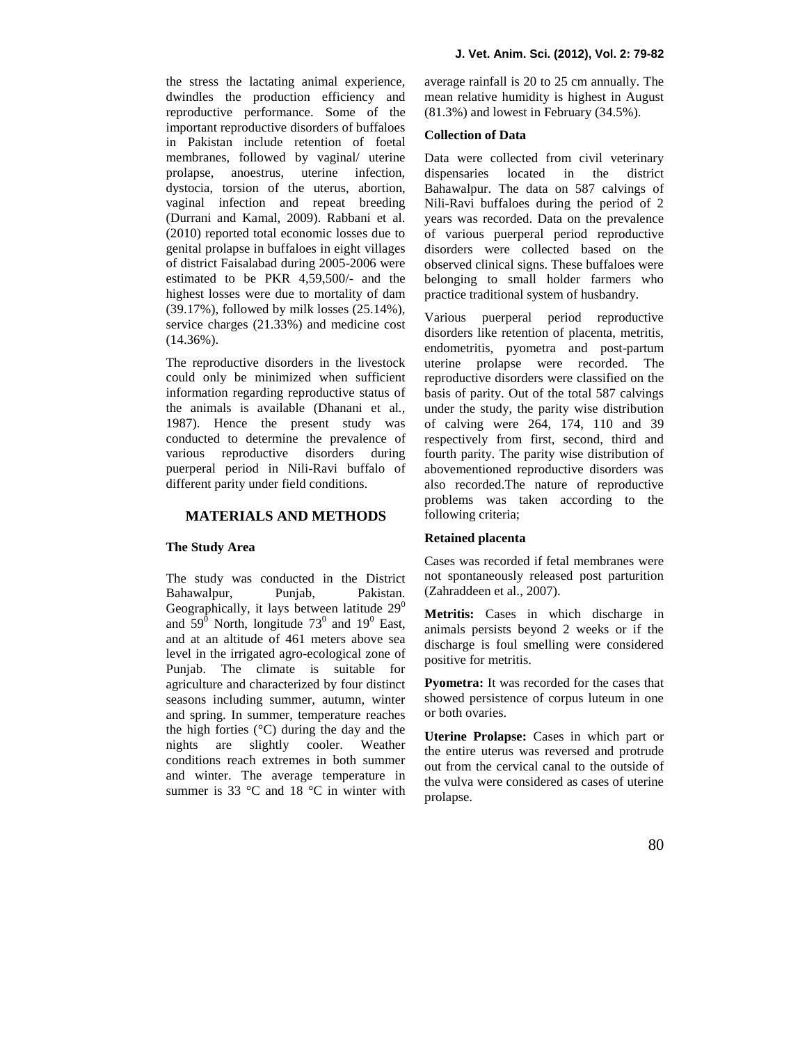the stress the lactating animal experience, dwindles the production efficiency and reproductive performance. Some of the important reproductive disorders of buffaloes in Pakistan include retention of foetal membranes, followed by vaginal/ uterine prolapse, anoestrus, uterine infection, dystocia, torsion of the uterus, abortion, vaginal infection and repeat breeding (Durrani and Kamal, 2009). Rabbani et al. (2010) reported total economic losses due to genital prolapse in buffaloes in eight villages of district Faisalabad during 2005-2006 were estimated to be PKR 4,59,500/- and the highest losses were due to mortality of dam (39.17%), followed by milk losses (25.14%), service charges (21.33%) and medicine cost (14.36%).

The reproductive disorders in the livestock could only be minimized when sufficient information regarding reproductive status of the animals is available (Dhanani et al., 1987). Hence the present study was conducted to determine the prevalence of various reproductive disorders during puerperal period in Nili-Ravi buffalo of different parity under field conditions.

## MATERIALS AND METHODS

### The Study Area

The study was conducted in the District Bahawalpur, Punjab, Pakistan. Geographically, it lays between latitude $29^0$ and $59^0$ North, longitude $73^0$ and $19^0$ East, and at an altitude of 461 meters above sea level in the irrigated agro-ecological zone of Punjab. The climate is suitable for agriculture and characterized by four distinct seasons including summer, autumn, winter and spring. In summer, temperature reaches the high forties (°C) during the day and the nights are slightly cooler. Weather conditions reach extremes in both summer and winter. The average temperature in summer is 33 °C and 18 °C in winter with average rainfall is 20 to 25 cm annually. The mean relative humidity is highest in August (81.3%) and lowest in February (34.5%).

### Collection of Data

Data were collected from civil veterinary dispensaries located in the district Bahawalpur. The data on 587 calvings of Nili-Ravi buffaloes during the period of 2 years was recorded. Data on the prevalence of various puerperal period reproductive disorders were collected based on the observed clinical signs. These buffaloes were belonging to small holder farmers who practice traditional system of husbandry.

Various puerperal period reproductive disorders like retention of placenta, metritis, endometritis, pyometra and post-partum uterine prolapse were recorded. The reproductive disorders were classified on the basis of parity. Out of the total 587 calvings under the study, the parity wise distribution of calving were 264, 174, 110 and 39 respectively from first, second, third and fourth parity. The parity wise distribution of abovementioned reproductive disorders was also recorded.The nature of reproductive problems was taken according to the following criteria;

### Retained placenta

Cases was recorded if fetal membranes were not spontaneously released post parturition (Zahraddeen et al., 2007).

**Metritis:** Cases in which discharge in animals persists beyond 2 weeks or if the discharge is foul smelling were considered positive for metritis.

**Pyometra:** It was recorded for the cases that showed persistence of corpus luteum in one or both ovaries.

**Uterine Prolapse:** Cases in which part or the entire uterus was reversed and protrude out from the cervical canal to the outside of the vulva were considered as cases of uterine prolapse.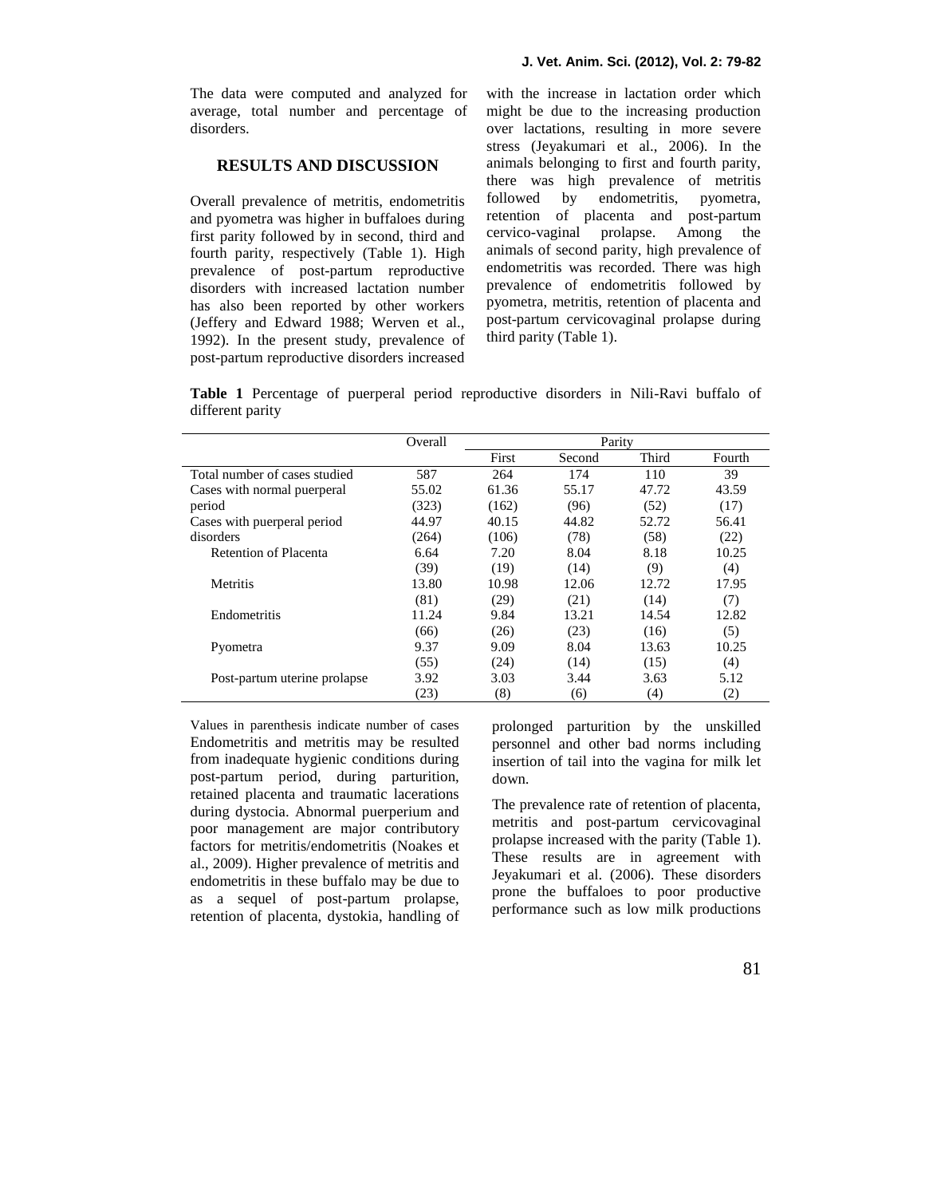The data were computed and analyzed for average, total number and percentage of disorders.

## RESULTS AND DISCUSSION

Overall prevalence of metritis, endometritis and pyometra was higher in buffaloes during first parity followed by in second, third and fourth parity, respectively (Table 1). High prevalence of post-partum reproductive disorders with increased lactation number has also been reported by other workers (Jeffery and Edward 1988; Werven et al., 1992). In the present study, prevalence of post-partum reproductive disorders increased with the increase in lactation order which might be due to the increasing production over lactations, resulting in more severe stress (Jeyakumari et al., 2006). In the animals belonging to first and fourth parity, there was high prevalence of metritis followed by endometritis, pyometra, retention of placenta and post-partum cervico-vaginal prolapse. Among the animals of second parity, high prevalence of endometritis was recorded. There was high prevalence of endometritis followed by pyometra, metritis, retention of placenta and post-partum cervicovaginal prolapse during third parity (Table 1).

**Table 1** Percentage of puerperal period reproductive disorders in Nili-Ravi buffalo of different parity

| | Overall | Parity | | | |
|---|---|---|---|---|---|
| | | First | Second | Third | Fourth |
| Total number of cases studied | 587 | 264 | 174 | 110 | 39 |
| Cases with normal puerperal period | 55.02 (323) | 61.36 (162) | 55.17 (96) | 47.72 (52) | 43.59 (17) |
| Cases with puerperal period disorders | 44.97 (264) | 40.15 (106) | 44.82 (78) | 52.72 (58) | 56.41 (22) |
| Retention of Placenta | 6.64 (39) | 7.20 (19) | 8.04 (14) | 8.18 (9) | 10.25 (4) |
| Metritis | 13.80 (81) | 10.98 (29) | 12.06 (21) | 12.72 (14) | 17.95 (7) |
| Endometritis | 11.24 (66) | 9.84 (26) | 13.21 (23) | 14.54 (16) | 12.82 (5) |
| Pyometra | 9.37 (55) | 9.09 (24) | 8.04 (14) | 13.63 (15) | 10.25 (4) |
| Post-partum uterine prolapse | 3.92 (23) | 3.03 (8) | 3.44 (6) | 3.63 (4) | 5.12 (2) |

Values in parenthesis indicate number of cases

Endometritis and metritis may be resulted from inadequate hygienic conditions during post-partum period, during parturition, retained placenta and traumatic lacerations during dystocia. Abnormal puerperium and poor management are major contributory factors for metritis/endometritis (Noakes et al., 2009). Higher prevalence of metritis and endometritis in these buffalo may be due to as a sequel of post-partum prolapse, retention of placenta, dystokia, handling of prolonged parturition by the unskilled personnel and other bad norms including insertion of tail into the vagina for milk let down.

The prevalence rate of retention of placenta, metritis and post-partum cervicovaginal prolapse increased with the parity (Table 1). These results are in agreement with Jeyakumari et al. (2006). These disorders prone the buffaloes to poor productive performance such as low milk productions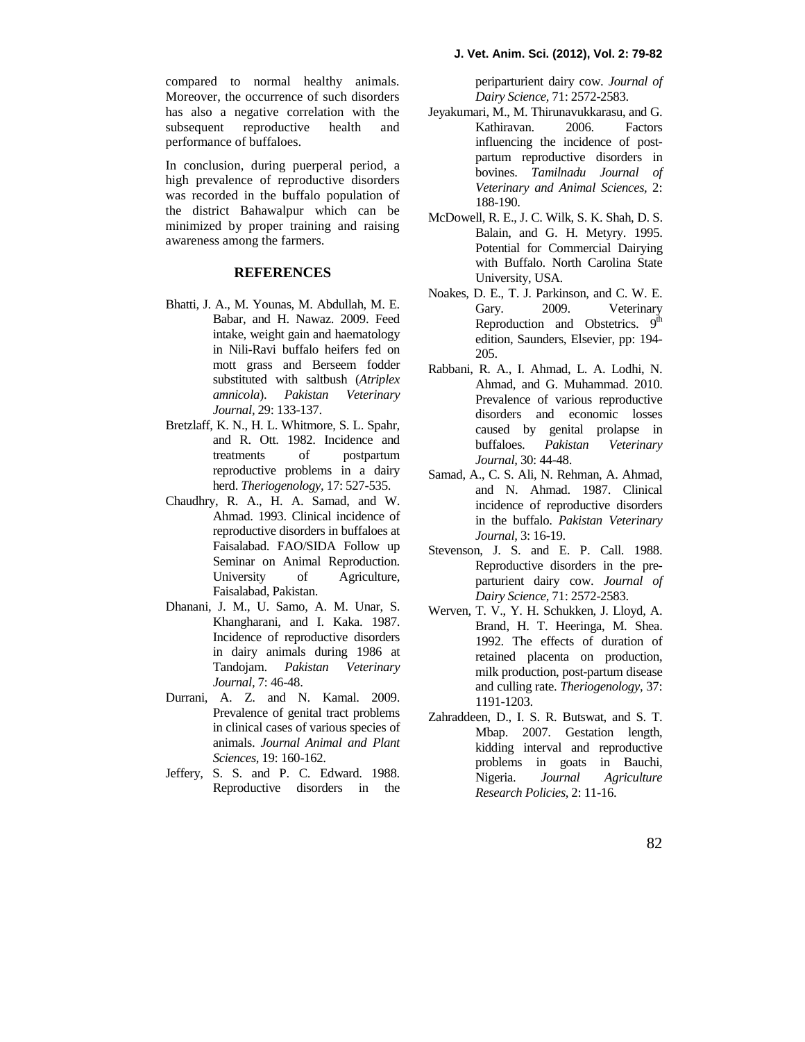compared to normal healthy animals. Moreover, the occurrence of such disorders has also a negative correlation with the subsequent reproductive health and performance of buffaloes.

In conclusion, during puerperal period, a high prevalence of reproductive disorders was recorded in the buffalo population of the district Bahawalpur which can be minimized by proper training and raising awareness among the farmers.

## REFERENCES

Bhatti, J. A., M. Younas, M. Abdullah, M. E. Babar, and H. Nawaz. 2009. Feed intake, weight gain and haematology in Nili-Ravi buffalo heifers fed on mott grass and Berseem fodder substituted with saltbush (*Atriplex amnicola*). *Pakistan Veterinary Journal,* 29: 133-137.

Bretzlaff, K. N., H. L. Whitmore, S. L. Spahr, and R. Ott. 1982. Incidence and treatments of postpartum reproductive problems in a dairy herd. *Theriogenology,* 17: 527-535.

Chaudhry, R. A., H. A. Samad, and W. Ahmad. 1993. Clinical incidence of reproductive disorders in buffaloes at Faisalabad. FAO/SIDA Follow up Seminar on Animal Reproduction. University of Agriculture, Faisalabad, Pakistan.

Dhanani, J. M., U. Samo, A. M. Unar, S. Khangharani, and I. Kaka. 1987. Incidence of reproductive disorders in dairy animals during 1986 at Tandojam. *Pakistan Veterinary Journal,* 7: 46-48.

Durrani, A. Z. and N. Kamal. 2009. Prevalence of genital tract problems in clinical cases of various species of animals. *Journal Animal and Plant Sciences,* 19: 160-162.

Jeffery, S. S. and P. C. Edward. 1988. Reproductive disorders in the periparturient dairy cow. *Journal of Dairy Science,* 71: 2572-2583.

Jeyakumari, M., M. Thirunavukkarasu, and G. Kathiravan. 2006. Factors influencing the incidence of post-partum reproductive disorders in bovines. *Tamilnadu Journal of Veterinary and Animal Sciences,* 2: 188-190.

McDowell, R. E., J. C. Wilk, S. K. Shah, D. S. Balain, and G. H. Metyry. 1995. Potential for Commercial Dairying with Buffalo. North Carolina State University, USA.

Noakes, D. E., T. J. Parkinson, and C. W. E. Gary. 2009. Veterinary Reproduction and Obstetrics. 9th edition, Saunders, Elsevier, pp: 194-205.

Rabbani, R. A., I. Ahmad, L. A. Lodhi, N. Ahmad, and G. Muhammad. 2010. Prevalence of various reproductive disorders and economic losses caused by genital prolapse in buffaloes. *Pakistan Veterinary Journal,* 30: 44-48.

Samad, A., C. S. Ali, N. Rehman, A. Ahmad, and N. Ahmad. 1987. Clinical incidence of reproductive disorders in the buffalo. *Pakistan Veterinary Journal,* 3: 16-19.

Stevenson, J. S. and E. P. Call. 1988. Reproductive disorders in the pre-parturient dairy cow. *Journal of Dairy Science,* 71: 2572-2583.

Werven, T. V., Y. H. Schukken, J. Lloyd, A. Brand, H. T. Heeringa, M. Shea. 1992. The effects of duration of retained placenta on production, milk production, post-partum disease and culling rate. *Theriogenology,* 37: 1191-1203.

Zahraddeen, D., I. S. R. Butswat, and S. T. Mbap. 2007. Gestation length, kidding interval and reproductive problems in goats in Bauchi, Nigeria. *Journal Agriculture Research Policies,* 2: 11-16.